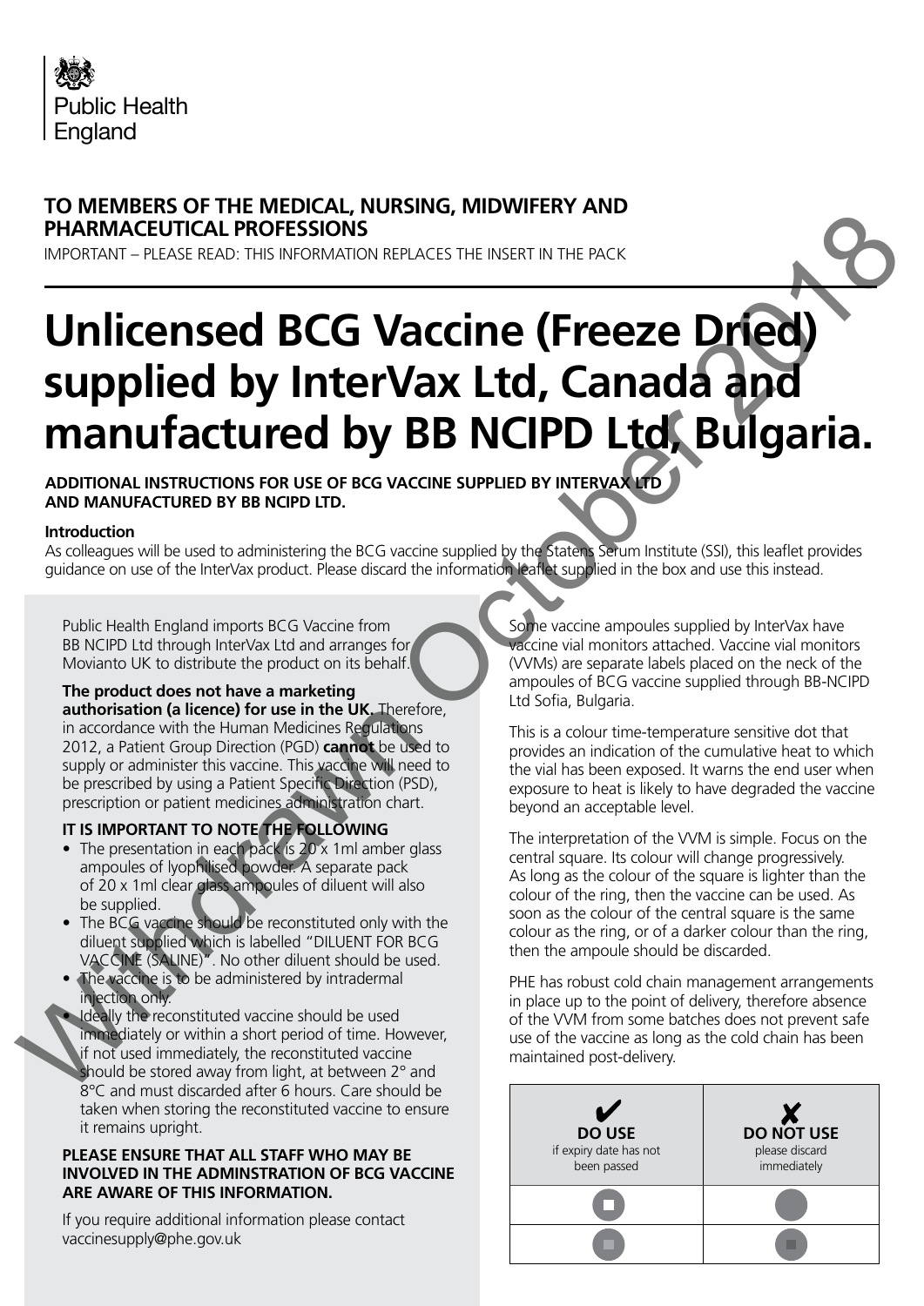Public Health England

**TO MEMBERS OF THE MEDICAL, NURSING, MIDWIFERY AND PHARMACEUTICAL PROFESSIONS**

IMPORTANT – PLEASE READ: THIS INFORMATION REPLACES THE INSERT IN THE PACK

Withdrawn October 2018

# Unlicensed BCG Vaccine (Freeze Dried) supplied by InterVax Ltd, Canada and manufactured by BB NCIPD Ltd, Bulgaria.

**ADDITIONAL INSTRUCTIONS FOR USE OF BCG VACCINE SUPPLIED BY INTERVAX LTD AND MANUFACTURED BY BB NCIPD LTD.**

**Introduction**

As colleagues will be used to administering the BCG vaccine supplied by the Statens Serum Institute (SSI), this leaflet provides guidance on use of the InterVax product. Please discard the information leaflet supplied in the box and use this instead.

Public Health England imports BCG Vaccine from BB NCIPD Ltd through InterVax Ltd and arranges for Movianto UK to distribute the product on its behalf.

**The product does not have a marketing authorisation (a licence) for use in the UK.** Therefore, in accordance with the Human Medicines Regulations 2012, a Patient Group Direction (PGD) **cannot** be used to supply or administer this vaccine. This vaccine will need to be prescribed by using a Patient Specific Direction (PSD), prescription or patient medicines administration chart.

**IT IS IMPORTANT TO NOTE THE FOLLOWING**

- The presentation in each pack is 20 x 1ml amber glass ampoules of lyophilised powder. A separate pack of 20 x 1ml clear glass ampoules of diluent will also be supplied.
- The BCG vaccine should be reconstituted only with the diluent supplied which is labelled "DILUENT FOR BCG VACCINE (SALINE)". No other diluent should be used.
- The vaccine is to be administered by intradermal injection only.
- Ideally the reconstituted vaccine should be used immediately or within a short period of time. However, if not used immediately, the reconstituted vaccine should be stored away from light, at between 2° and 8°C and must discarded after 6 hours. Care should be taken when storing the reconstituted vaccine to ensure it remains upright.

**PLEASE ENSURE THAT ALL STAFF WHO MAY BE INVOLVED IN THE ADMINSTRATION OF BCG VACCINE ARE AWARE OF THIS INFORMATION.**

If you require additional information please contact vaccinesupply@phe.gov.uk

Some vaccine ampoules supplied by InterVax have vaccine vial monitors attached. Vaccine vial monitors (VVMs) are separate labels placed on the neck of the ampoules of BCG vaccine supplied through BB-NCIPD Ltd Sofia, Bulgaria.

This is a colour time-temperature sensitive dot that provides an indication of the cumulative heat to which the vial has been exposed. It warns the end user when exposure to heat is likely to have degraded the vaccine beyond an acceptable level.

The interpretation of the VVM is simple. Focus on the central square. Its colour will change progressively. As long as the colour of the square is lighter than the colour of the ring, then the vaccine can be used. As soon as the colour of the central square is the same colour as the ring, or of a darker colour than the ring, then the ampoule should be discarded.

PHE has robust cold chain management arrangements in place up to the point of delivery, therefore absence of the VVM from some batches does not prevent safe use of the vaccine as long as the cold chain has been maintained post-delivery.

| ✔ **DO USE** if expiry date has not been passed | ✘ **DO NOT USE** please discard immediately |
| --- | --- |
| (white square, dark ring) | (square same colour as ring) |
| (light grey square, dark ring) | (dark square, darker than ring) |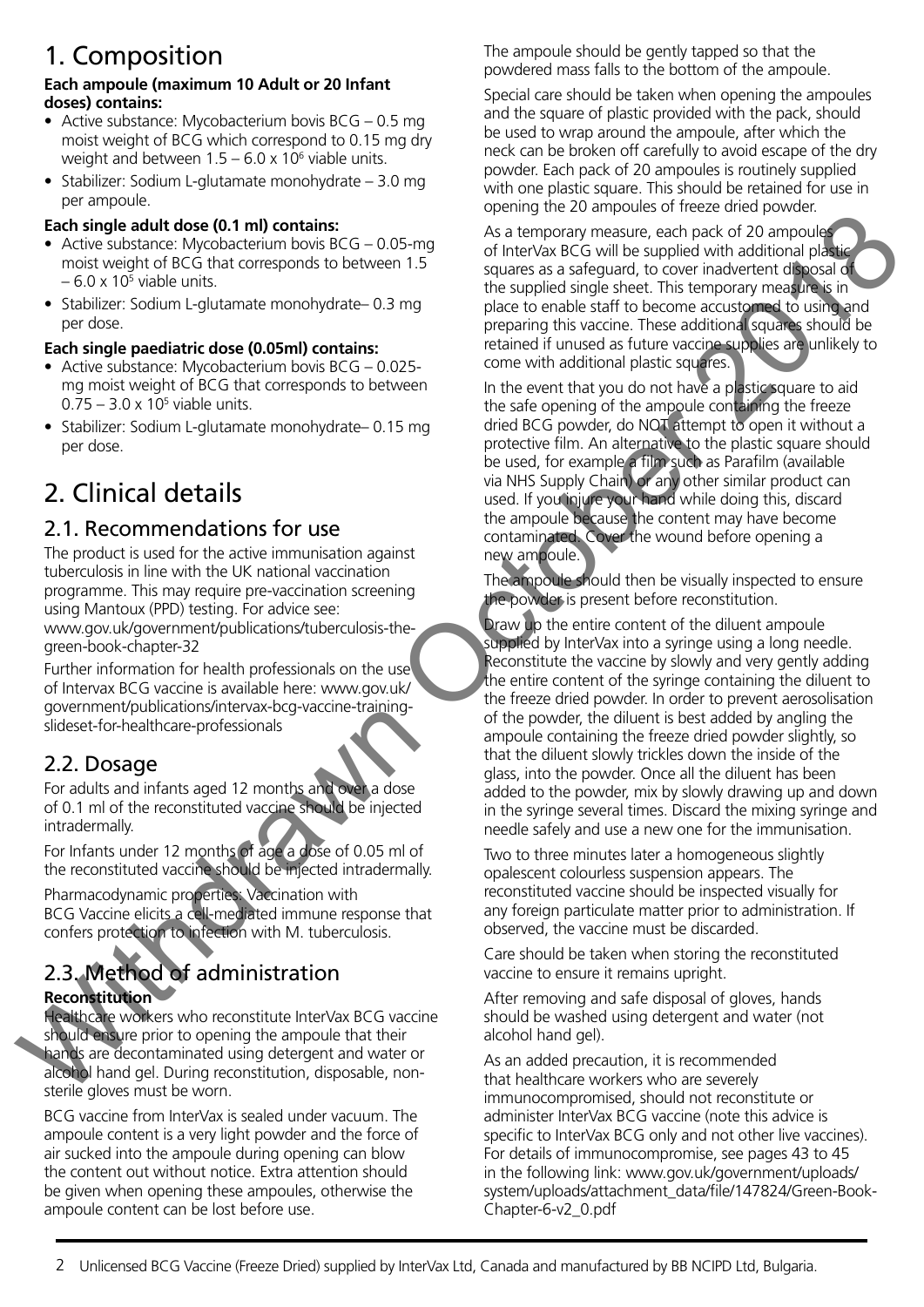# 1. Composition

**Each ampoule (maximum 10 Adult or 20 Infant doses) contains:**

- Active substance: Mycobacterium bovis BCG – 0.5 mg moist weight of BCG which correspond to 0.15 mg dry weight and between $1.5 – 6.0 \times 10^6$ viable units.
- Stabilizer: Sodium L-glutamate monohydrate – 3.0 mg per ampoule.

**Each single adult dose (0.1 ml) contains:**

- Active substance: Mycobacterium bovis BCG – 0.05-mg moist weight of BCG that corresponds to between 1.5 – $6.0 \times 10^5$ viable units.
- Stabilizer: Sodium L-glutamate monohydrate– 0.3 mg per dose.

**Each single paediatric dose (0.05ml) contains:**

- Active substance: Mycobacterium bovis BCG – 0.025-mg moist weight of BCG that corresponds to between $0.75 – 3.0 \times 10^5$ viable units.
- Stabilizer: Sodium L-glutamate monohydrate– 0.15 mg per dose.

# 2. Clinical details

## 2.1. Recommendations for use

The product is used for the active immunisation against tuberculosis in line with the UK national vaccination programme. This may require pre-vaccination screening using Mantoux (PPD) testing. For advice see: www.gov.uk/government/publications/tuberculosis-the-green-book-chapter-32

Further information for health professionals on the use of Intervax BCG vaccine is available here: www.gov.uk/government/publications/intervax-bcg-vaccine-training-slideset-for-healthcare-professionals

## 2.2. Dosage

For adults and infants aged 12 months and over a dose of 0.1 ml of the reconstituted vaccine should be injected intradermally.

For Infants under 12 months of age a dose of 0.05 ml of the reconstituted vaccine should be injected intradermally.

Pharmacodynamic properties: Vaccination with BCG Vaccine elicits a cell-mediated immune response that confers protection to infection with M. tuberculosis.

## 2.3. Method of administration

**Reconstitution**

Healthcare workers who reconstitute InterVax BCG vaccine should ensure prior to opening the ampoule that their hands are decontaminated using detergent and water or alcohol hand gel. During reconstitution, disposable, non-sterile gloves must be worn.

BCG vaccine from InterVax is sealed under vacuum. The ampoule content is a very light powder and the force of air sucked into the ampoule during opening can blow the content out without notice. Extra attention should be given when opening these ampoules, otherwise the ampoule content can be lost before use.

The ampoule should be gently tapped so that the powdered mass falls to the bottom of the ampoule.

Special care should be taken when opening the ampoules and the square of plastic provided with the pack, should be used to wrap around the ampoule, after which the neck can be broken off carefully to avoid escape of the dry powder. Each pack of 20 ampoules is routinely supplied with one plastic square. This should be retained for use in opening the 20 ampoules of freeze dried powder.

As a temporary measure, each pack of 20 ampoules of InterVax BCG will be supplied with additional plastic squares as a safeguard, to cover inadvertent disposal of the supplied single sheet. This temporary measure is in place to enable staff to become accustomed to using and preparing this vaccine. These additional squares should be retained if unused as future vaccine supplies are unlikely to come with additional plastic squares.

In the event that you do not have a plastic square to aid the safe opening of the ampoule containing the freeze dried BCG powder, do NOT attempt to open it without a protective film. An alternative to the plastic square should be used, for example a film such as Parafilm (available via NHS Supply Chain) or any other similar product can used. If you injure your hand while doing this, discard the ampoule because the content may have become contaminated. Cover the wound before opening a new ampoule.

The ampoule should then be visually inspected to ensure the powder is present before reconstitution.

Draw up the entire content of the diluent ampoule supplied by InterVax into a syringe using a long needle. Reconstitute the vaccine by slowly and very gently adding the entire content of the syringe containing the diluent to the freeze dried powder. In order to prevent aerosolisation of the powder, the diluent is best added by angling the ampoule containing the freeze dried powder slightly, so that the diluent slowly trickles down the inside of the glass, into the powder. Once all the diluent has been added to the powder, mix by slowly drawing up and down in the syringe several times. Discard the mixing syringe and needle safely and use a new one for the immunisation.

Two to three minutes later a homogeneous slightly opalescent colourless suspension appears. The reconstituted vaccine should be inspected visually for any foreign particulate matter prior to administration. If observed, the vaccine must be discarded.

Care should be taken when storing the reconstituted vaccine to ensure it remains upright.

After removing and safe disposal of gloves, hands should be washed using detergent and water (not alcohol hand gel).

As an added precaution, it is recommended that healthcare workers who are severely immunocompromised, should not reconstitute or administer InterVax BCG vaccine (note this advice is specific to InterVax BCG only and not other live vaccines). For details of immunocompromise, see pages 43 to 45 in the following link: www.gov.uk/government/uploads/system/uploads/attachment_data/file/147824/Green-Book-Chapter-6-v2_0.pdf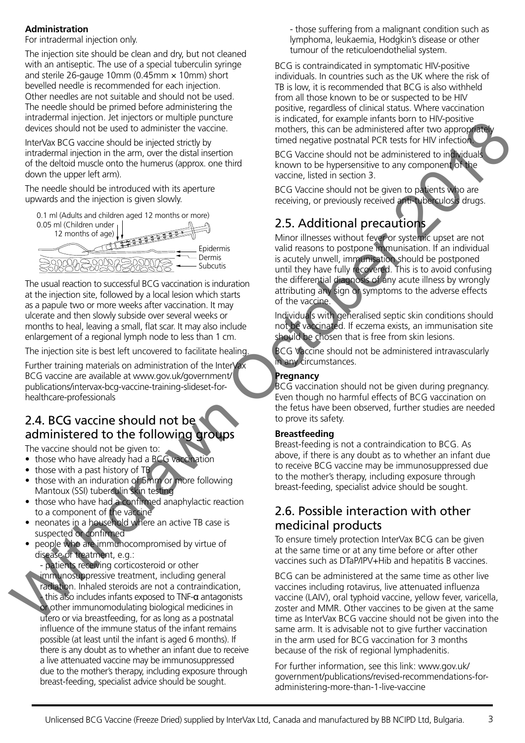**Administration**

For intradermal injection only.

The injection site should be clean and dry, but not cleaned with an antiseptic. The use of a special tuberculin syringe and sterile 26-gauge 10mm (0.45mm × 10mm) short bevelled needle is recommended for each injection. Other needles are not suitable and should not be used. The needle should be primed before administering the intradermal injection. Jet injectors or multiple puncture devices should not be used to administer the vaccine.

InterVax BCG vaccine should be injected strictly by intradermal injection in the arm, over the distal insertion of the deltoid muscle onto the humerus (approx. one third down the upper left arm).

The needle should be introduced with its aperture upwards and the injection is given slowly.

0.1 ml (Adults and children aged 12 months or more)
0.05 ml (Children under 12 months of age)

Epidermis
Dermis
Subcutis

The usual reaction to successful BCG vaccination is induration at the injection site, followed by a local lesion which starts as a papule two or more weeks after vaccination. It may ulcerate and then slowly subside over several weeks or months to heal, leaving a small, flat scar. It may also include enlargement of a regional lymph node to less than 1 cm.

The injection site is best left uncovered to facilitate healing.

Further training materials on administration of the InterVax BCG vaccine are available at www.gov.uk/government/publications/intervax-bcg-vaccine-training-slideset-for-healthcare-professionals

## 2.4. BCG vaccine should not be administered to the following groups

The vaccine should not be given to:

- those who have already had a BCG vaccination
- those with a past history of TB
- those with an induration of 5mm or more following Mantoux (SSI) tuberculin skin testing
- those who have had a confirmed anaphylactic reaction to a component of the vaccine
- neonates in a household where an active TB case is suspected or confirmed
- people who are immunocompromised by virtue of disease or treatment, e.g.:
  - patients receiving corticosteroid or other immunosuppressive treatment, including general radiation. Inhaled steroids are not a contraindication,
  - this also includes infants exposed to TNF-α antagonists or other immunomodulating biological medicines in utero or via breastfeeding, for as long as a postnatal influence of the immune status of the infant remains possible (at least until the infant is aged 6 months). If there is any doubt as to whether an infant due to receive a live attenuated vaccine may be immunosuppressed due to the mother's therapy, including exposure through breast-feeding, specialist advice should be sought.
  - those suffering from a malignant condition such as lymphoma, leukaemia, Hodgkin's disease or other tumour of the reticuloendothelial system.

BCG is contraindicated in symptomatic HIV-positive individuals. In countries such as the UK where the risk of TB is low, it is recommended that BCG is also withheld from all those known to be or suspected to be HIV positive, regardless of clinical status. Where vaccination is indicated, for example infants born to HIV-positive mothers, this can be administered after two appropriately timed negative postnatal PCR tests for HIV infection.

BCG Vaccine should not be administered to individuals known to be hypersensitive to any component of the vaccine, listed in section 3.

BCG Vaccine should not be given to patients who are receiving, or previously received anti-tuberculosis drugs.

## 2.5. Additional precautions

Minor illnesses without fever or systemic upset are not valid reasons to postpone immunisation. If an individual is acutely unwell, immunisation should be postponed until they have fully recovered. This is to avoid confusing the differential diagnosis of any acute illness by wrongly attributing any sign or symptoms to the adverse effects of the vaccine.

Individuals with generalised septic skin conditions should not be vaccinated. If eczema exists, an immunisation site should be chosen that is free from skin lesions.

BCG Vaccine should not be administered intravascularly in any circumstances.

**Pregnancy**

BCG vaccination should not be given during pregnancy. Even though no harmful effects of BCG vaccination on the fetus have been observed, further studies are needed to prove its safety.

**Breastfeeding**

Breast-feeding is not a contraindication to BCG. As above, if there is any doubt as to whether an infant due to receive BCG vaccine may be immunosuppressed due to the mother's therapy, including exposure through breast-feeding, specialist advice should be sought.

## 2.6. Possible interaction with other medicinal products

To ensure timely protection InterVax BCG can be given at the same time or at any time before or after other vaccines such as DTaP/IPV+Hib and hepatitis B vaccines.

BCG can be administered at the same time as other live vaccines including rotavirus, live attenuated influenza vaccine (LAIV), oral typhoid vaccine, yellow fever, varicella, zoster and MMR. Other vaccines to be given at the same time as InterVax BCG vaccine should not be given into the same arm. It is advisable not to give further vaccination in the arm used for BCG vaccination for 3 months because of the risk of regional lymphadenitis.

For further information, see this link: www.gov.uk/government/publications/revised-recommendations-for-administering-more-than-1-live-vaccine

Withdrawn October 2018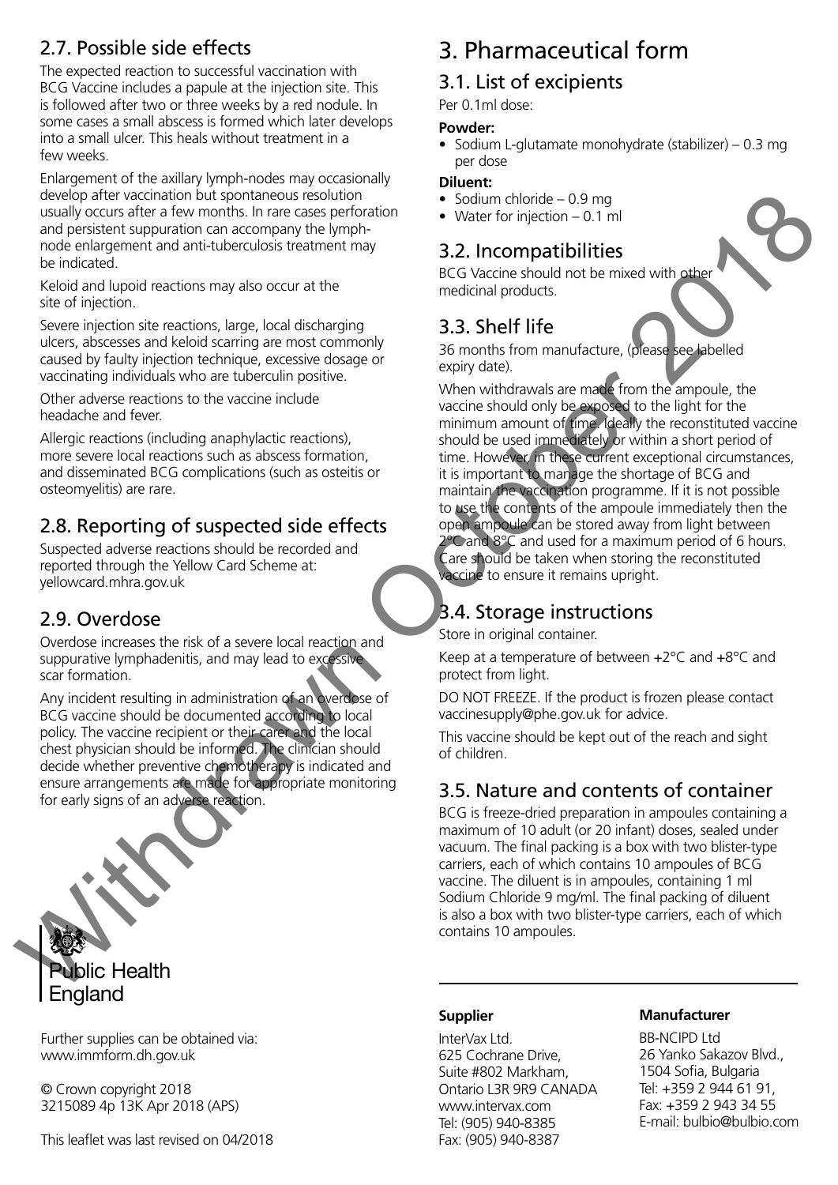## 2.7. Possible side effects

The expected reaction to successful vaccination with BCG Vaccine includes a papule at the injection site. This is followed after two or three weeks by a red nodule. In some cases a small abscess is formed which later develops into a small ulcer. This heals without treatment in a few weeks.

Enlargement of the axillary lymph-nodes may occasionally develop after vaccination but spontaneous resolution usually occurs after a few months. In rare cases perforation and persistent suppuration can accompany the lymph-node enlargement and anti-tuberculosis treatment may be indicated.

Keloid and lupoid reactions may also occur at the site of injection.

Severe injection site reactions, large, local discharging ulcers, abscesses and keloid scarring are most commonly caused by faulty injection technique, excessive dosage or vaccinating individuals who are tuberculin positive.

Other adverse reactions to the vaccine include headache and fever.

Allergic reactions (including anaphylactic reactions), more severe local reactions such as abscess formation, and disseminated BCG complications (such as osteitis or osteomyelitis) are rare.

## 2.8. Reporting of suspected side effects

Suspected adverse reactions should be recorded and reported through the Yellow Card Scheme at: yellowcard.mhra.gov.uk

## 2.9. Overdose

Overdose increases the risk of a severe local reaction and suppurative lymphadenitis, and may lead to excessive scar formation.

Any incident resulting in administration of an overdose of BCG vaccine should be documented according to local policy. The vaccine recipient or their carer and the local chest physician should be informed. The clinician should decide whether preventive chemotherapy is indicated and ensure arrangements are made for appropriate monitoring for early signs of an adverse reaction.

Public Health England

Further supplies can be obtained via: www.immform.dh.gov.uk

© Crown copyright 2018
3215089 4p 13K Apr 2018 (APS)

This leaflet was last revised on 04/2018

# 3. Pharmaceutical form

## 3.1. List of excipients

Per 0.1ml dose:

**Powder:**

- Sodium L-glutamate monohydrate (stabilizer) – 0.3 mg per dose

**Diluent:**

- Sodium chloride – 0.9 mg
- Water for injection – 0.1 ml

## 3.2. Incompatibilities

BCG Vaccine should not be mixed with other medicinal products.

## 3.3. Shelf life

36 months from manufacture, (please see labelled expiry date).

When withdrawals are made from the ampoule, the vaccine should only be exposed to the light for the minimum amount of time. Ideally the reconstituted vaccine should be used immediately or within a short period of time. However, in these current exceptional circumstances, it is important to manage the shortage of BCG and maintain the vaccination programme. If it is not possible to use the contents of the ampoule immediately then the open ampoule can be stored away from light between 2°C and 8°C and used for a maximum period of 6 hours. Care should be taken when storing the reconstituted vaccine to ensure it remains upright.

## 3.4. Storage instructions

Store in original container.

Keep at a temperature of between +2°C and +8°C and protect from light.

DO NOT FREEZE. If the product is frozen please contact vaccinesupply@phe.gov.uk for advice.

This vaccine should be kept out of the reach and sight of children.

## 3.5. Nature and contents of container

BCG is freeze-dried preparation in ampoules containing a maximum of 10 adult (or 20 infant) doses, sealed under vacuum. The final packing is a box with two blister-type carriers, each of which contains 10 ampoules of BCG vaccine. The diluent is in ampoules, containing 1 ml Sodium Chloride 9 mg/ml. The final packing of diluent is also a box with two blister-type carriers, each of which contains 10 ampoules.

**Supplier**

InterVax Ltd.
625 Cochrane Drive,
Suite #802 Markham,
Ontario L3R 9R9 CANADA
www.intervax.com
Tel: (905) 940-8385
Fax: (905) 940-8387

**Manufacturer**

BB-NCIPD Ltd
26 Yanko Sakazov Blvd.,
1504 Sofia, Bulgaria
Tel: +359 2 944 61 91,
Fax: +359 2 943 34 55
E-mail: bulbio@bulbio.com

Withdrawn October 2018